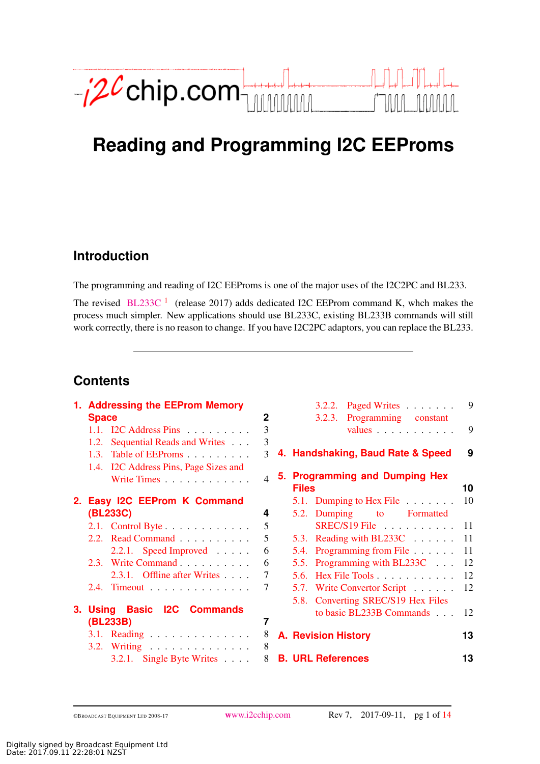# Reading and Programming I2C EEProms

## Introduction

The programming and reading of I2C EEProms is one of the major uses of the I2C2PC and BL233.

The revised BL233C [1] (release 2017) adds dedicated I2C EEProm command K, whch makes the process much simpler. New applications should use BL233C, existing BL233B commands will still work correctly, there is no reason to change. If you have I2C2PC adaptors, you can replace the BL233.

---

## Contents

**1. Addressing the EEProm Memory Space** — 2
- 1.1. I2C Address Pins — 3
- 1.2. Sequential Reads and Writes — 3
- 1.3. Table of EEProms — 3
- 1.4. I2C Address Pins, Page Sizes and Write Times — 4

**2. Easy I2C EEProm K Command (BL233C)** — 4
- 2.1. Control Byte — 5
- 2.2. Read Command — 5
  - 2.2.1. Speed Improved — 6
- 2.3. Write Command — 6
  - 2.3.1. Offline after Writes — 7
- 2.4. Timeout — 7

**3. Using Basic I2C Commands (BL233B)** — 7
- 3.1. Reading — 8
- 3.2. Writing — 8
  - 3.2.1. Single Byte Writes — 8
  - 3.2.2. Paged Writes — 9
  - 3.2.3. Programming constant values — 9

**4. Handshaking, Baud Rate & Speed** — 9

**5. Programming and Dumping Hex Files** — 10
- 5.1. Dumping to Hex File — 10
- 5.2. Dumping to Formatted SREC/S19 File — 11
- 5.3. Reading with BL233C — 11
- 5.4. Programming from File — 11
- 5.5. Programming with BL233C — 12
- 5.6. Hex File Tools — 12
- 5.7. Write Convertor Script — 12
- 5.8. Converting SREC/S19 Hex Files to basic BL233B Commands — 12

**A. Revision History** — 13

**B. URL References** — 13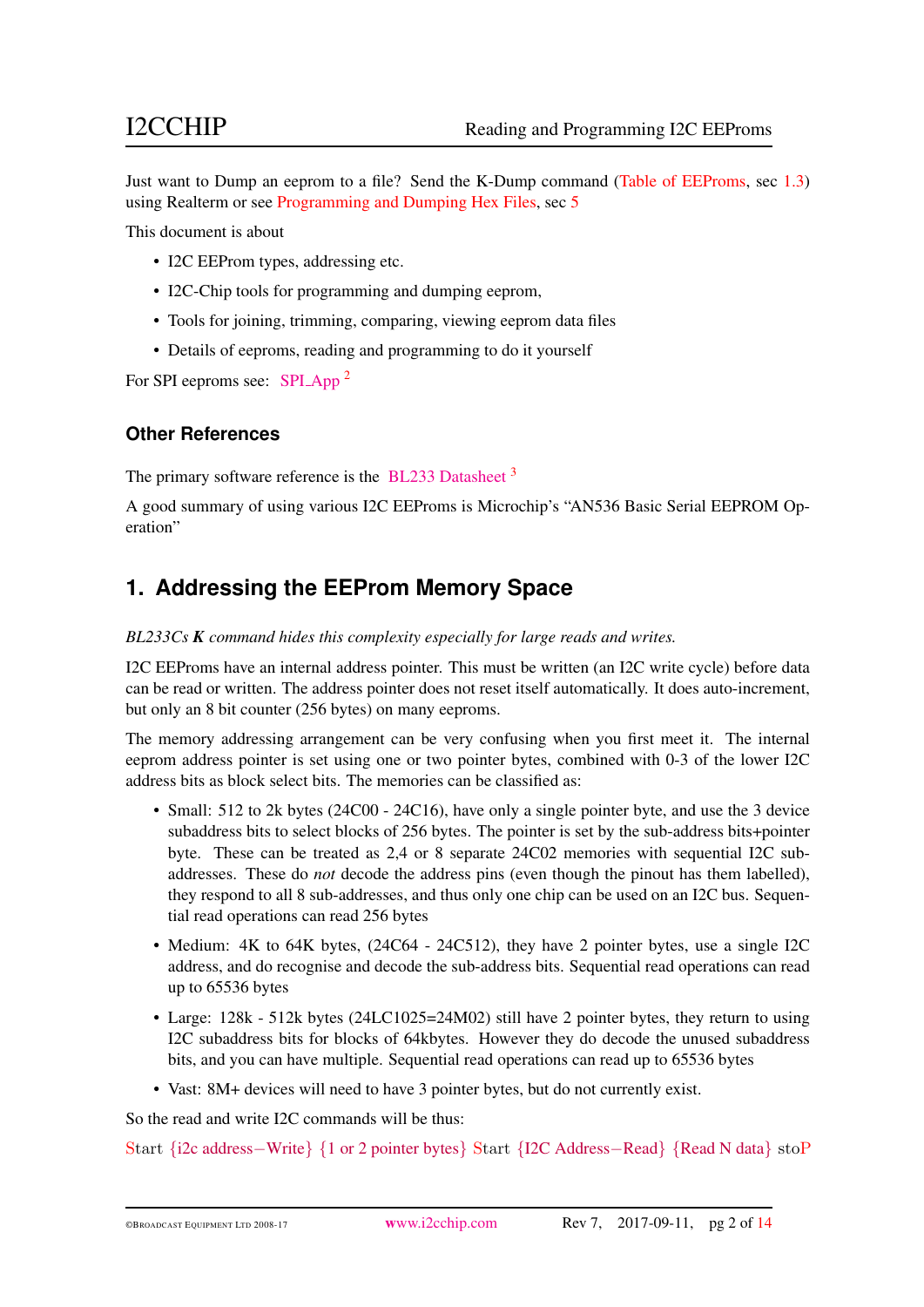Just want to Dump an eeprom to a file? Send the K-Dump command (Table of EEProms, sec 1.3) using Realterm or see Programming and Dumping Hex Files, sec 5

This document is about

- I2C EEProm types, addressing etc.
- I2C-Chip tools for programming and dumping eeprom,
- Tools for joining, trimming, comparing, viewing eeprom data files
- Details of eeproms, reading and programming to do it yourself

For SPI eeproms see: SPI_App [2]

### Other References

The primary software reference is the BL233 Datasheet [3]

A good summary of using various I2C EEProms is Microchip's "AN536 Basic Serial EEPROM Operation"

## 1. Addressing the EEProm Memory Space

*BL233Cs **K** command hides this complexity especially for large reads and writes.*

I2C EEProms have an internal address pointer. This must be written (an I2C write cycle) before data can be read or written. The address pointer does not reset itself automatically. It does auto-increment, but only an 8 bit counter (256 bytes) on many eeproms.

The memory addressing arrangement can be very confusing when you first meet it. The internal eeprom address pointer is set using one or two pointer bytes, combined with 0-3 of the lower I2C address bits as block select bits. The memories can be classified as:

- Small: 512 to 2k bytes (24C00 - 24C16), have only a single pointer byte, and use the 3 device subaddress bits to select blocks of 256 bytes. The pointer is set by the sub-address bits+pointer byte. These can be treated as 2,4 or 8 separate 24C02 memories with sequential I2C sub-addresses. These do *not* decode the address pins (even though the pinout has them labelled), they respond to all 8 sub-addresses, and thus only one chip can be used on an I2C bus. Sequential read operations can read 256 bytes
- Medium: 4K to 64K bytes, (24C64 - 24C512), they have 2 pointer bytes, use a single I2C address, and do recognise and decode the sub-address bits. Sequential read operations can read up to 65536 bytes
- Large: 128k - 512k bytes (24LC1025=24M02) still have 2 pointer bytes, they return to using I2C subaddress bits for blocks of 64kbytes. However they do decode the unused subaddress bits, and you can have multiple. Sequential read operations can read up to 65536 bytes
- Vast: 8M+ devices will need to have 3 pointer bytes, but do not currently exist.

So the read and write I2C commands will be thus:

Start {i2c address−Write} {1 or 2 pointer bytes} Start {I2C Address−Read} {Read N data} stoP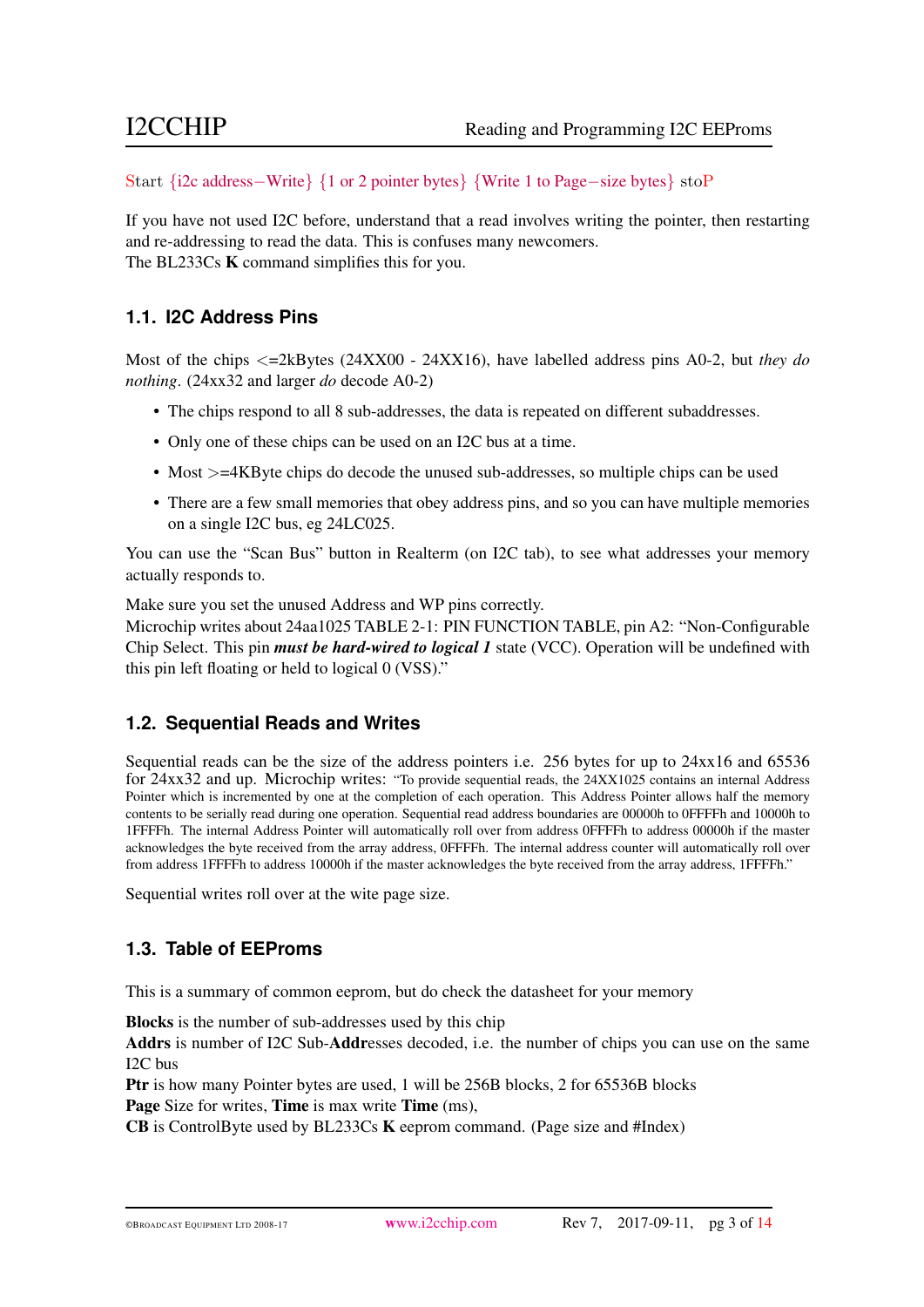Start {i2c address−Write} {1 or 2 pointer bytes} {Write 1 to Page−size bytes} stoP

If you have not used I2C before, understand that a read involves writing the pointer, then restarting and re-addressing to read the data. This is confuses many newcomers.
The BL233Cs **K** command simplifies this for you.

### 1.1. I2C Address Pins

Most of the chips <=2kBytes (24XX00 - 24XX16), have labelled address pins A0-2, but *they do nothing*. (24xx32 and larger *do* decode A0-2)

- The chips respond to all 8 sub-addresses, the data is repeated on different subaddresses.
- Only one of these chips can be used on an I2C bus at a time.
- Most >=4KByte chips do decode the unused sub-addresses, so multiple chips can be used
- There are a few small memories that obey address pins, and so you can have multiple memories on a single I2C bus, eg 24LC025.

You can use the "Scan Bus" button in Realterm (on I2C tab), to see what addresses your memory actually responds to.

Make sure you set the unused Address and WP pins correctly.
Microchip writes about 24aa1025 TABLE 2-1: PIN FUNCTION TABLE, pin A2: "Non-Configurable Chip Select. This pin ***must be hard-wired to logical 1*** state (VCC). Operation will be undefined with this pin left floating or held to logical 0 (VSS)."

### 1.2. Sequential Reads and Writes

Sequential reads can be the size of the address pointers i.e. 256 bytes for up to 24xx16 and 65536 for 24xx32 and up. Microchip writes: "To provide sequential reads, the 24XX1025 contains an internal Address Pointer which is incremented by one at the completion of each operation. This Address Pointer allows half the memory contents to be serially read during one operation. Sequential read address boundaries are 00000h to 0FFFFh and 10000h to 1FFFFh. The internal Address Pointer will automatically roll over from address 0FFFFh to address 00000h if the master acknowledges the byte received from the array address, 0FFFFh. The internal address counter will automatically roll over from address 1FFFFh to address 10000h if the master acknowledges the byte received from the array address, 1FFFFh."

Sequential writes roll over at the wite page size.

### 1.3. Table of EEProms

This is a summary of common eeprom, but do check the datasheet for your memory

**Blocks** is the number of sub-addresses used by this chip
**Addrs** is number of I2C Sub-**Addr**esses decoded, i.e. the number of chips you can use on the same I2C bus
**Ptr** is how many Pointer bytes are used, 1 will be 256B blocks, 2 for 65536B blocks
**Page** Size for writes, **Time** is max write **Time** (ms),
**CB** is ControlByte used by BL233Cs **K** eeprom command. (Page size and #Index)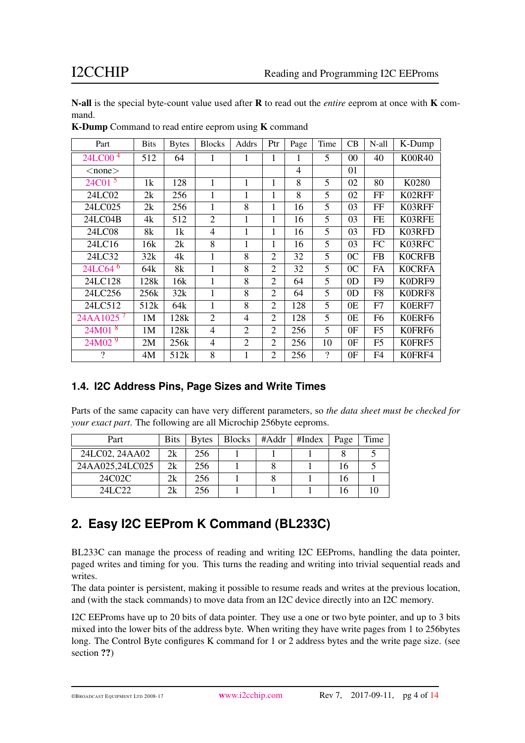**N-all** is the special byte-count value used after **R** to read out the *entire* eeprom at once with **K** command.

**K-Dump** Command to read entire eeprom using **K** command

| Part | Bits | Bytes | Blocks | Addrs | Ptr | Page | Time | CB | N-all | K-Dump |
|---|---|---|---|---|---|---|---|---|---|---|
| 24LC00 [4] | 512 | 64 | 1 | 1 | 1 | 1 | 5 | 00 | 40 | K00R40 |
| <none> | | | | | | 4 | | 01 | | |
| 24C01 [5] | 1k | 128 | 1 | 1 | 1 | 8 | 5 | 02 | 80 | K0280 |
| 24LC02 | 2k | 256 | 1 | 1 | 1 | 8 | 5 | 02 | FF | K02RFF |
| 24LC025 | 2k | 256 | 1 | 8 | 1 | 16 | 5 | 03 | FF | K03RFF |
| 24LC04B | 4k | 512 | 2 | 1 | 1 | 16 | 5 | 03 | FE | K03RFE |
| 24LC08 | 8k | 1k | 4 | 1 | 1 | 16 | 5 | 03 | FD | K03RFD |
| 24LC16 | 16k | 2k | 8 | 1 | 1 | 16 | 5 | 03 | FC | K03RFC |
| 24LC32 | 32k | 4k | 1 | 8 | 2 | 32 | 5 | 0C | FB | K0CRFB |
| 24LC64 [6] | 64k | 8k | 1 | 8 | 2 | 32 | 5 | 0C | FA | K0CRFA |
| 24LC128 | 128k | 16k | 1 | 8 | 2 | 64 | 5 | 0D | F9 | K0DRF9 |
| 24LC256 | 256k | 32k | 1 | 8 | 2 | 64 | 5 | 0D | F8 | K0DRF8 |
| 24LC512 | 512k | 64k | 1 | 8 | 2 | 128 | 5 | 0E | F7 | K0ERF7 |
| 24AA1025 [7] | 1M | 128k | 2 | 4 | 2 | 128 | 5 | 0E | F6 | K0ERF6 |
| 24M01 [8] | 1M | 128k | 4 | 2 | 2 | 256 | 5 | 0F | F5 | K0FRF6 |
| 24M02 [9] | 2M | 256k | 4 | 2 | 2 | 256 | 10 | 0F | F5 | K0FRF5 |
| ? | 4M | 512k | 8 | 1 | 2 | 256 | ? | 0F | F4 | K0FRF4 |

### 1.4. I2C Address Pins, Page Sizes and Write Times

Parts of the same capacity can have very different parameters, so *the data sheet must be checked for your exact part*. The following are all Microchip 256byte eeproms.

| Part | Bits | Bytes | Blocks | #Addr | #Index | Page | Time |
|---|---|---|---|---|---|---|---|
| 24LC02, 24AA02 | 2k | 256 | 1 | 1 | 1 | 8 | 5 |
| 24AA025,24LC025 | 2k | 256 | 1 | 8 | 1 | 16 | 5 |
| 24C02C | 2k | 256 | 1 | 8 | 1 | 16 | 1 |
| 24LC22 | 2k | 256 | 1 | 1 | 1 | 16 | 10 |

## 2. Easy I2C EEProm K Command (BL233C)

BL233C can manage the process of reading and writing I2C EEProms, handling the data pointer, paged writes and timing for you. This turns the reading and writing into trivial sequential reads and writes.
The data pointer is persistent, making it possible to resume reads and writes at the previous location, and (with the stack commands) to move data from an I2C device directly into an I2C memory.

I2C EEProms have up to 20 bits of data pointer. They use a one or two byte pointer, and up to 3 bits mixed into the lower bits of the address byte. When writing they have write pages from 1 to 256bytes long. The Control Byte configures K command for 1 or 2 address bytes and the write page size. (see section **??**)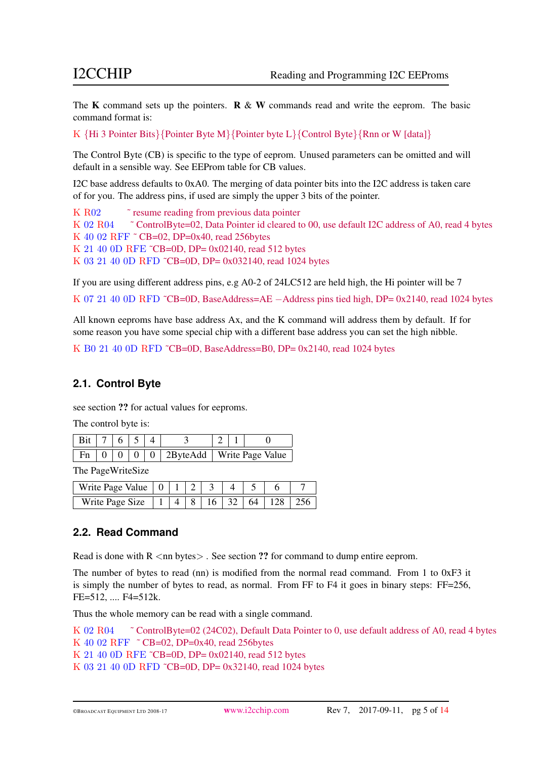The **K** command sets up the pointers. **R** & **W** commands read and write the eeprom. The basic command format is:

K {Hi 3 Pointer Bits}{Pointer Byte M}{Pointer byte L}{Control Byte}{Rnn or W [data]}

The Control Byte (CB) is specific to the type of eeprom. Unused parameters can be omitted and will default in a sensible way. See EEProm table for CB values.

I2C base address defaults to 0xA0. The merging of data pointer bits into the I2C address is taken care of for you. The address pins, if used are simply the upper 3 bits of the pointer.

```
K R02       ~ resume reading from previous data pointer
K 02 R04    ~ ControlByte=02, Data Pointer id cleared to 00, use default I2C address of A0, read 4 bytes
K 40 02 RFF ~ CB=02, DP=0x40, read 256bytes
K 21 40 0D RFE ~CB=0D, DP= 0x02140, read 512 bytes
K 03 21 40 0D RFD ~CB=0D, DP= 0x032140, read 1024 bytes
```

If you are using different address pins, e.g A0-2 of 24LC512 are held high, the Hi pointer will be 7

```
K 07 21 40 0D RFD ~CB=0D, BaseAddress=AE –Address pins tied high, DP= 0x2140, read 1024 bytes
```

All known eeproms have base address Ax, and the K command will address them by default. If for some reason you have some special chip with a different base address you can set the high nibble.

```
K B0 21 40 0D RFD ~CB=0D, BaseAddress=B0, DP= 0x2140, read 1024 bytes
```

## 2.1. Control Byte

see section **??** for actual values for eeproms.

The control byte is:

| Bit | 7 | 6 | 5 | 4 | 3 | 2 | 1 | 0 |
|---|---|---|---|---|---|---|---|---|
| Fn | 0 | 0 | 0 | 0 | 2ByteAdd | Write Page Value | | |

The PageWriteSize

| Write Page Value | 0 | 1 | 2 | 3 | 4 | 5 | 6 | 7 |
|---|---|---|---|---|---|---|---|---|
| Write Page Size | 1 | 4 | 8 | 16 | 32 | 64 | 128 | 256 |

## 2.2. Read Command

Read is done with R <nn bytes> . See section **??** for command to dump entire eeprom.

The number of bytes to read (nn) is modified from the normal read command. From 1 to 0xF3 it is simply the number of bytes to read, as normal. From FF to F4 it goes in binary steps: FF=256, FE=512, .... F4=512k.

Thus the whole memory can be read with a single command.

```
K 02 R04    ~ ControlByte=02 (24C02), Default Data Pointer to 0, use default address of A0, read 4 bytes
K 40 02 RFF ~ CB=02, DP=0x40, read 256bytes
K 21 40 0D RFE ~CB=0D, DP= 0x02140, read 512 bytes
K 03 21 40 0D RFD ~CB=0D, DP= 0x32140, read 1024 bytes
```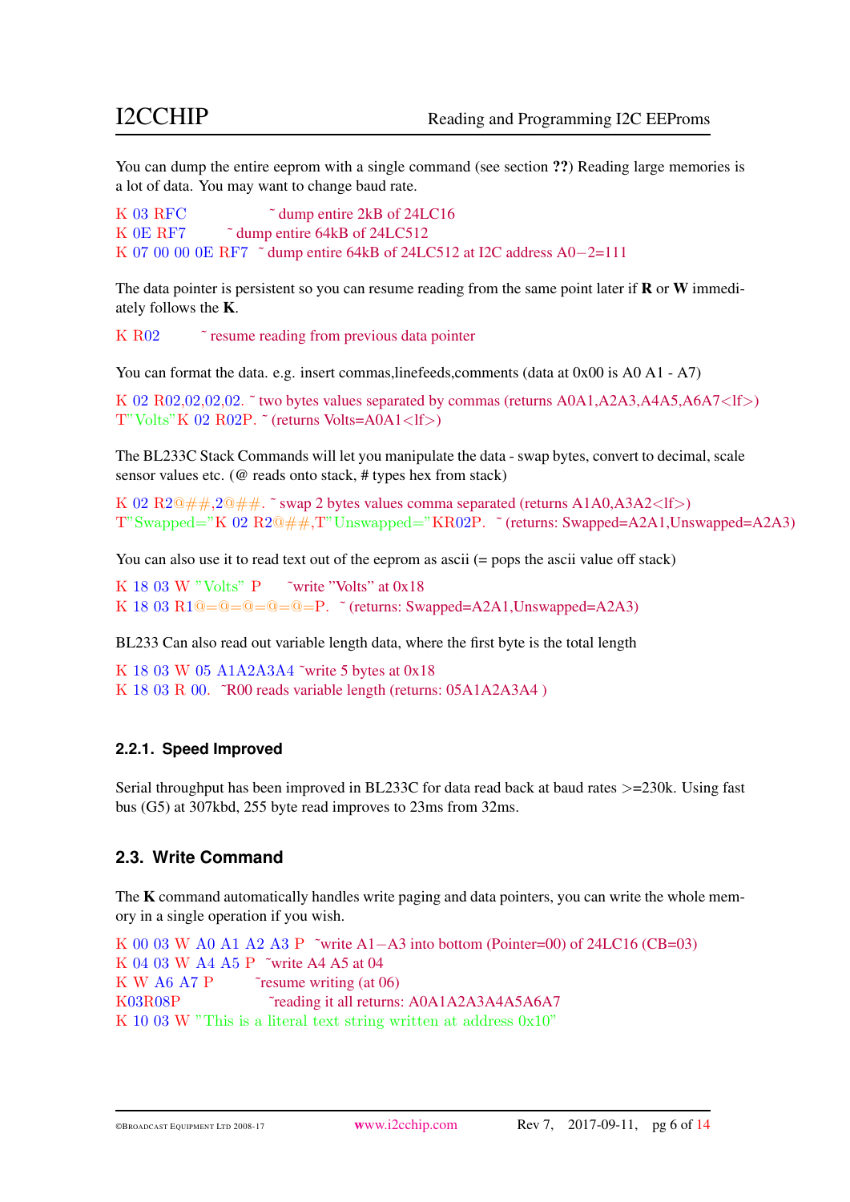You can dump the entire eeprom with a single command (see section **??**) Reading large memories is a lot of data. You may want to change baud rate.

```
K 03 RFC          ~ dump entire 2kB of 24LC16
K 0E RF7          ~ dump entire 64kB of 24LC512
K 07 00 00 0E RF7 ~ dump entire 64kB of 24LC512 at I2C address A0−2=111
```

The data pointer is persistent so you can resume reading from the same point later if **R** or **W** immediately follows the **K**.

```
K R02   ~ resume reading from previous data pointer
```

You can format the data. e.g. insert commas,linefeeds,comments (data at 0x00 is A0 A1 - A7)

```
K 02 R02,02,02,02. ~ two bytes values separated by commas (returns A0A1,A2A3,A4A5,A6A7<lf>)
T"Volts"K 02 R02P. ~ (returns Volts=A0A1<lf>)
```

The BL233C Stack Commands will let you manipulate the data - swap bytes, convert to decimal, scale sensor values etc. (@ reads onto stack, # types hex from stack)

```
K 02 R2@##,2@##. ~ swap 2 bytes values comma separated (returns A1A0,A3A2<lf>)
T"Swapped="K 02 R2@##,T"Unswapped="KR02P. ~ (returns: Swapped=A2A1,Unswapped=A2A3)
```

You can also use it to read text out of the eeprom as ascii (= pops the ascii value off stack)

```
K 18 03 W "Volts" P   ~write "Volts" at 0x18
K 18 03 R1@=@=@=@=@=P. ~ (returns: Swapped=A2A1,Unswapped=A2A3)
```

BL233 Can also read out variable length data, where the first byte is the total length

```
K 18 03 W 05 A1A2A3A4 ~write 5 bytes at 0x18
K 18 03 R 00.  ~R00 reads variable length (returns: 05A1A2A3A4 )
```

### 2.2.1. Speed Improved

Serial throughput has been improved in BL233C for data read back at baud rates >=230k. Using fast bus (G5) at 307kbd, 255 byte read improves to 23ms from 32ms.

## 2.3. Write Command

The **K** command automatically handles write paging and data pointers, you can write the whole memory in a single operation if you wish.

```
K 00 03 W A0 A1 A2 A3 P  ~write A1−A3 into bottom (Pointer=00) of 24LC16 (CB=03)
K 04 03 W A4 A5 P  ~write A4 A5 at 04
K W A6 A7 P        ~resume writing (at 06)
K03R08P            ~reading it all returns: A0A1A2A3A4A5A6A7
K 10 03 W "This is a literal text string written at address 0x10"
```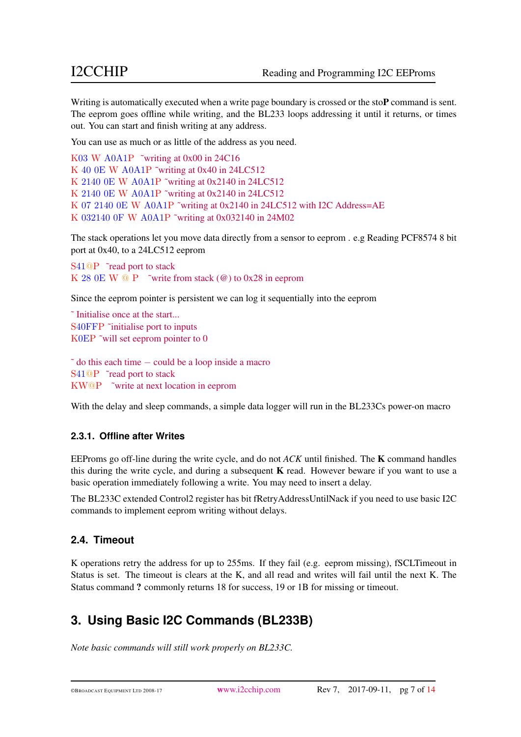Writing is automatically executed when a write page boundary is crossed or the sto**P** command is sent. The eeprom goes offline while writing, and the BL233 loops addressing it until it returns, or times out. You can start and finish writing at any address.

You can use as much or as little of the address as you need.

```
K03 W A0A1P  ˜writing at 0x00 in 24C16
K 40 0E W A0A1P ˜writing at 0x40 in 24LC512
K 2140 0E W A0A1P ˜writing at 0x2140 in 24LC512
K 2140 0E W A0A1P ˜writing at 0x2140 in 24LC512
K 07 2140 0E W A0A1P ˜writing at 0x2140 in 24LC512 with I2C Address=AE
K 032140 0F W A0A1P ˜writing at 0x032140 in 24M02
```

The stack operations let you move data directly from a sensor to eeprom . e.g Reading PCF8574 8 bit port at 0x40, to a 24LC512 eeprom

```
S41@P  ˜read port to stack
K 28 0E W @ P   ˜write from stack (@) to 0x28 in eeprom
```

Since the eeprom pointer is persistent we can log it sequentially into the eeprom

```
˜ Initialise once at the start...
S40FFP ˜initialise port to inputs
K0EP ˜will set eeprom pointer to 0

˜ do this each time – could be a loop inside a macro
S41@P  ˜read port to stack
KW@P   ˜write at next location in eeprom
```

With the delay and sleep commands, a simple data logger will run in the BL233Cs power-on macro

### 2.3.1. Offline after Writes

EEProms go off-line during the write cycle, and do not *ACK* until finished. The **K** command handles this during the write cycle, and during a subsequent **K** read. However beware if you want to use a basic operation immediately following a write. You may need to insert a delay.

The BL233C extended Control2 register has bit fRetryAddressUntilNack if you need to use basic I2C commands to implement eeprom writing without delays.

## 2.4. Timeout

K operations retry the address for up to 255ms. If they fail (e.g. eeprom missing), fSCLTimeout in Status is set. The timeout is clears at the K, and all read and writes will fail until the next K. The Status command **?** commonly returns 18 for success, 19 or 1B for missing or timeout.

# 3. Using Basic I2C Commands (BL233B)

*Note basic commands will still work properly on BL233C.*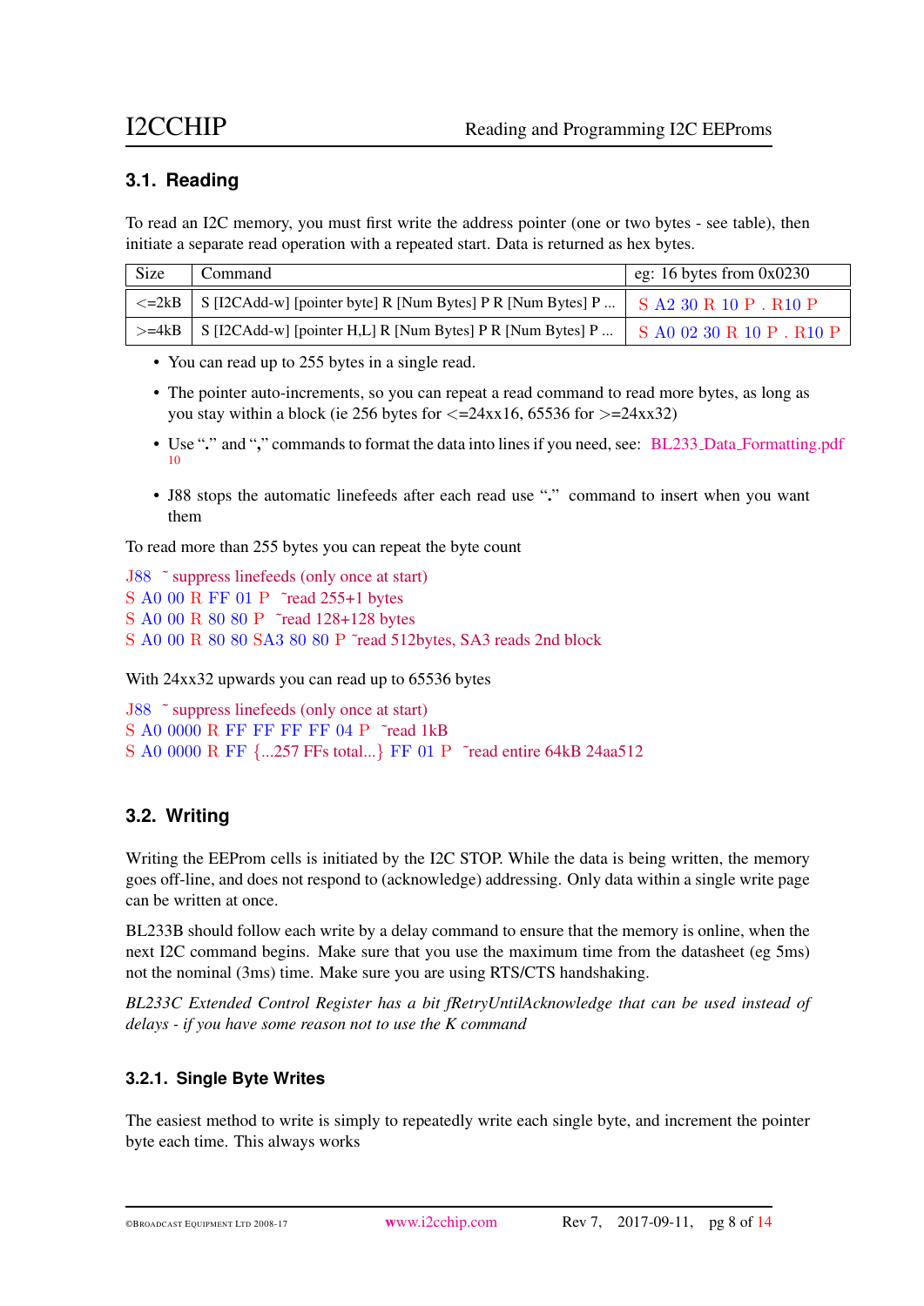## 3.1. Reading

To read an I2C memory, you must first write the address pointer (one or two bytes - see table), then initiate a separate read operation with a repeated start. Data is returned as hex bytes.

| Size | Command | eg: 16 bytes from 0x0230 |
|---|---|---|
| <=2kB | S [I2CAdd-w] [pointer byte] R [Num Bytes] P R [Num Bytes] P ... | S A2 30 R 10 P . R10 P |
| >=4kB | S [I2CAdd-w] [pointer H,L] R [Num Bytes] P R [Num Bytes] P ... | S A0 02 30 R 10 P . R10 P |

- You can read up to 255 bytes in a single read.
- The pointer auto-increments, so you can repeat a read command to read more bytes, as long as you stay within a block (ie 256 bytes for <=24xx16, 65536 for >=24xx32)
- Use "." and "," commands to format the data into lines if you need, see: BL233_Data_Formatting.pdf [10]
- J88 stops the automatic linefeeds after each read use "." command to insert when you want them

To read more than 255 bytes you can repeat the byte count

```
J88 ~ suppress linefeeds (only once at start)
S A0 00 R FF 01 P ~read 255+1 bytes
S A0 00 R 80 80 P ~read 128+128 bytes
S A0 00 R 80 80 SA3 80 80 P ~read 512bytes, SA3 reads 2nd block
```

With 24xx32 upwards you can read up to 65536 bytes

```
J88 ~ suppress linefeeds (only once at start)
S A0 0000 R FF FF FF FF 04 P ~read 1kB
S A0 0000 R FF {...257 FFs total...} FF 01 P ~read entire 64kB 24aa512
```

## 3.2. Writing

Writing the EEProm cells is initiated by the I2C STOP. While the data is being written, the memory goes off-line, and does not respond to (acknowledge) addressing. Only data within a single write page can be written at once.

BL233B should follow each write by a delay command to ensure that the memory is online, when the next I2C command begins. Make sure that you use the maximum time from the datasheet (eg 5ms) not the nominal (3ms) time. Make sure you are using RTS/CTS handshaking.

*BL233C Extended Control Register has a bit fRetryUntilAcknowledge that can be used instead of delays - if you have some reason not to use the K command*

### 3.2.1. Single Byte Writes

The easiest method to write is simply to repeatedly write each single byte, and increment the pointer byte each time. This always works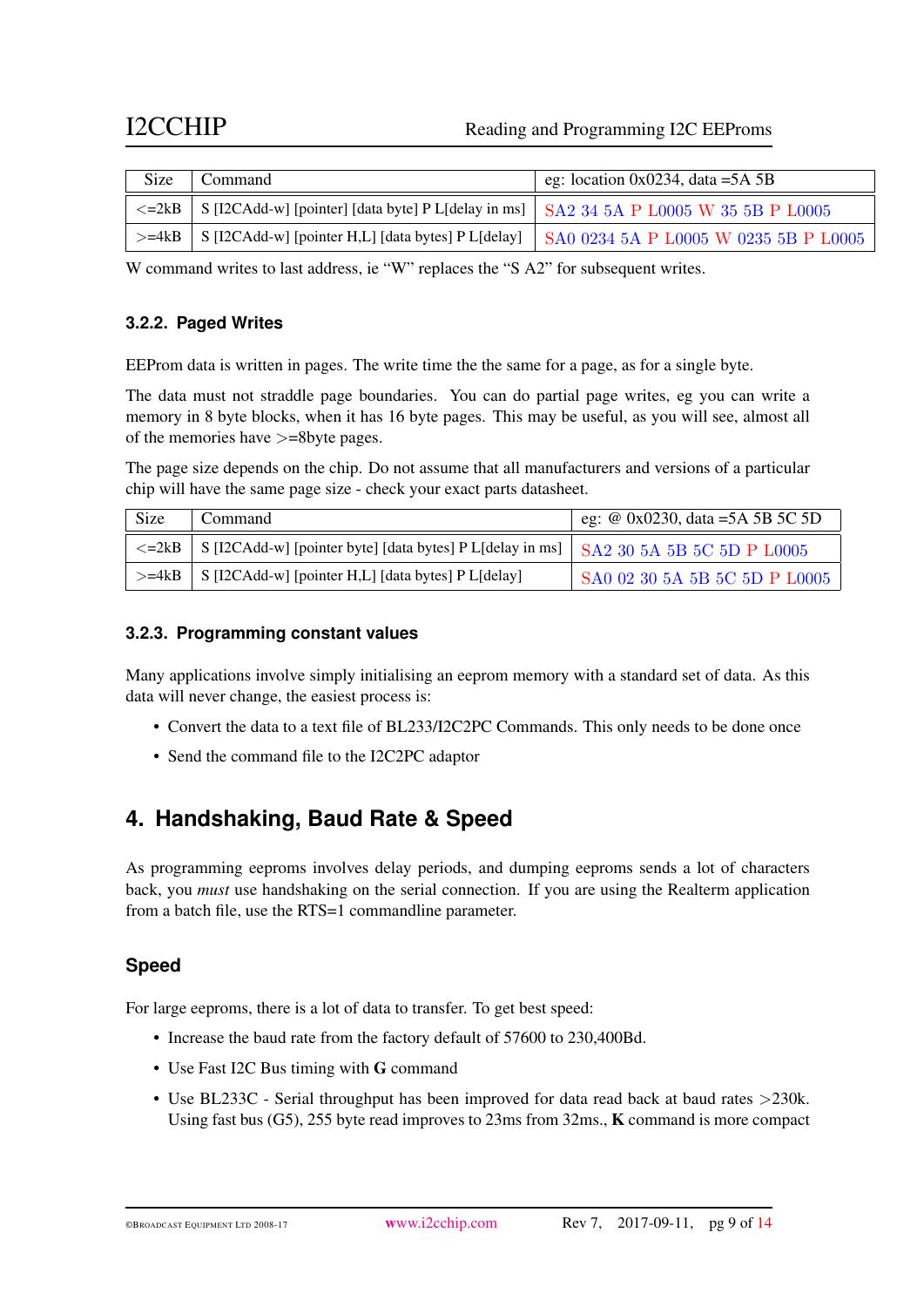| Size | Command | eg: location 0x0234, data =5A 5B |
|---|---|---|
| <=2kB | S [I2CAdd-w] [pointer] [data byte] P L[delay in ms] | SA2 34 5A P L0005 W 35 5B P L0005 |
| >=4kB | S [I2CAdd-w] [pointer H,L] [data bytes] P L[delay] | SA0 0234 5A P L0005 W 0235 5B P L0005 |

W command writes to last address, ie "W" replaces the "S A2" for subsequent writes.

### 3.2.2. Paged Writes

EEProm data is written in pages. The write time the the same for a page, as for a single byte.

The data must not straddle page boundaries. You can do partial page writes, eg you can write a memory in 8 byte blocks, when it has 16 byte pages. This may be useful, as you will see, almost all of the memories have >=8byte pages.

The page size depends on the chip. Do not assume that all manufacturers and versions of a particular chip will have the same page size - check your exact parts datasheet.

| Size | Command | eg: @ 0x0230, data =5A 5B 5C 5D |
|---|---|---|
| <=2kB | S [I2CAdd-w] [pointer byte] [data bytes] P L[delay in ms] | SA2 30 5A 5B 5C 5D P L0005 |
| >=4kB | S [I2CAdd-w] [pointer H,L] [data bytes] P L[delay] | SA0 02 30 5A 5B 5C 5D P L0005 |

### 3.2.3. Programming constant values

Many applications involve simply initialising an eeprom memory with a standard set of data. As this data will never change, the easiest process is:

- Convert the data to a text file of BL233/I2C2PC Commands. This only needs to be done once
- Send the command file to the I2C2PC adaptor

## 4. Handshaking, Baud Rate & Speed

As programming eeproms involves delay periods, and dumping eeproms sends a lot of characters back, you *must* use handshaking on the serial connection. If you are using the Realterm application from a batch file, use the RTS=1 commandline parameter.

### Speed

For large eeproms, there is a lot of data to transfer. To get best speed:

- Increase the baud rate from the factory default of 57600 to 230,400Bd.
- Use Fast I2C Bus timing with **G** command
- Use BL233C - Serial throughput has been improved for data read back at baud rates >230k. Using fast bus (G5), 255 byte read improves to 23ms from 32ms., **K** command is more compact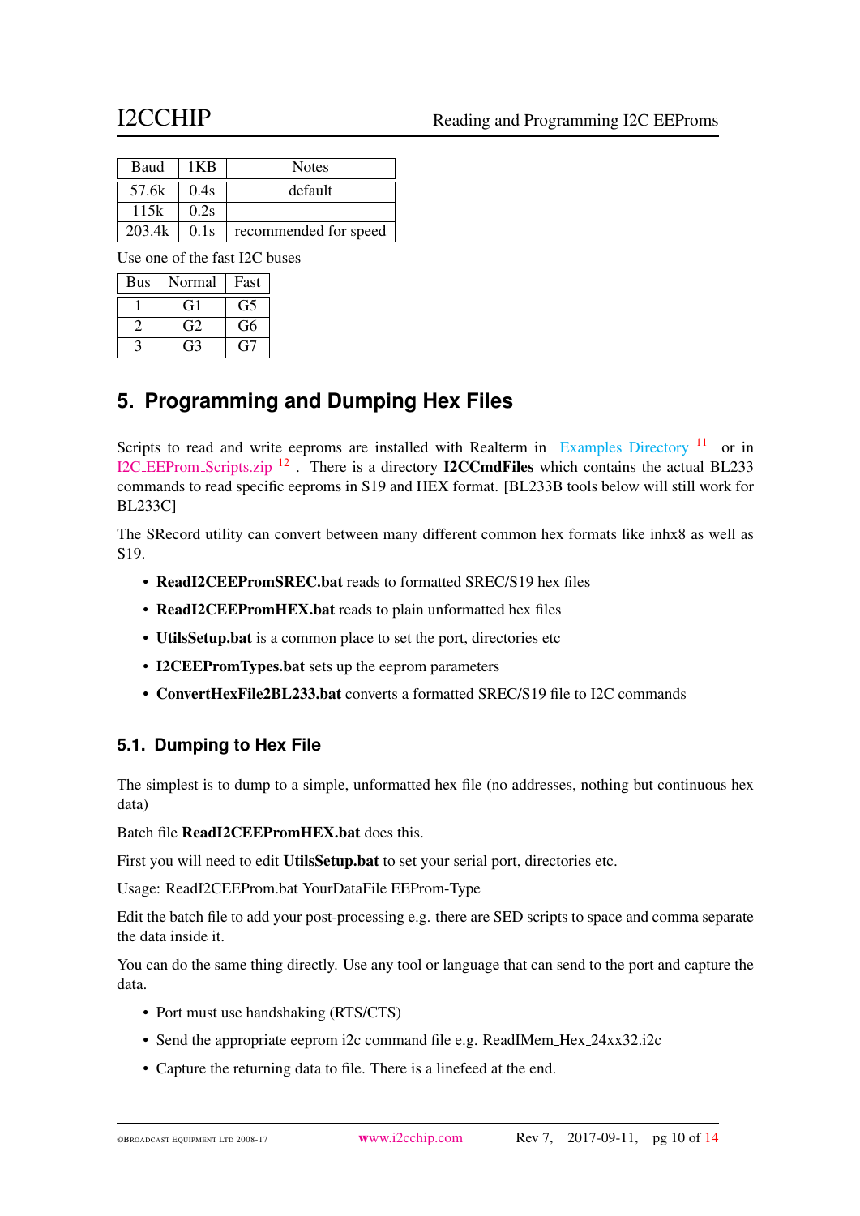| Baud | 1KB | Notes |
|---|---|---|
| 57.6k | 0.4s | default |
| 115k | 0.2s | |
| 203.4k | 0.1s | recommended for speed |

Use one of the fast I2C buses

| Bus | Normal | Fast |
|---|---|---|
| 1 | G1 | G5 |
| 2 | G2 | G6 |
| 3 | G3 | G7 |

## 5. Programming and Dumping Hex Files

Scripts to read and write eeproms are installed with Realterm in Examples Directory [11] or in I2C_EEProm_Scripts.zip [12] . There is a directory **I2CCmdFiles** which contains the actual BL233 commands to read specific eeproms in S19 and HEX format. [BL233B tools below will still work for BL233C]

The SRecord utility can convert between many different common hex formats like inhx8 as well as S19.

- **ReadI2CEEPromSREC.bat** reads to formatted SREC/S19 hex files
- **ReadI2CEEPromHEX.bat** reads to plain unformatted hex files
- **UtilsSetup.bat** is a common place to set the port, directories etc
- **I2CEEPromTypes.bat** sets up the eeprom parameters
- **ConvertHexFile2BL233.bat** converts a formatted SREC/S19 file to I2C commands

### 5.1. Dumping to Hex File

The simplest is to dump to a simple, unformatted hex file (no addresses, nothing but continuous hex data)

Batch file **ReadI2CEEPromHEX.bat** does this.

First you will need to edit **UtilsSetup.bat** to set your serial port, directories etc.

Usage: ReadI2CEEProm.bat YourDataFile EEProm-Type

Edit the batch file to add your post-processing e.g. there are SED scripts to space and comma separate the data inside it.

You can do the same thing directly. Use any tool or language that can send to the port and capture the data.

- Port must use handshaking (RTS/CTS)
- Send the appropriate eeprom i2c command file e.g. ReadIMem_Hex_24xx32.i2c
- Capture the returning data to file. There is a linefeed at the end.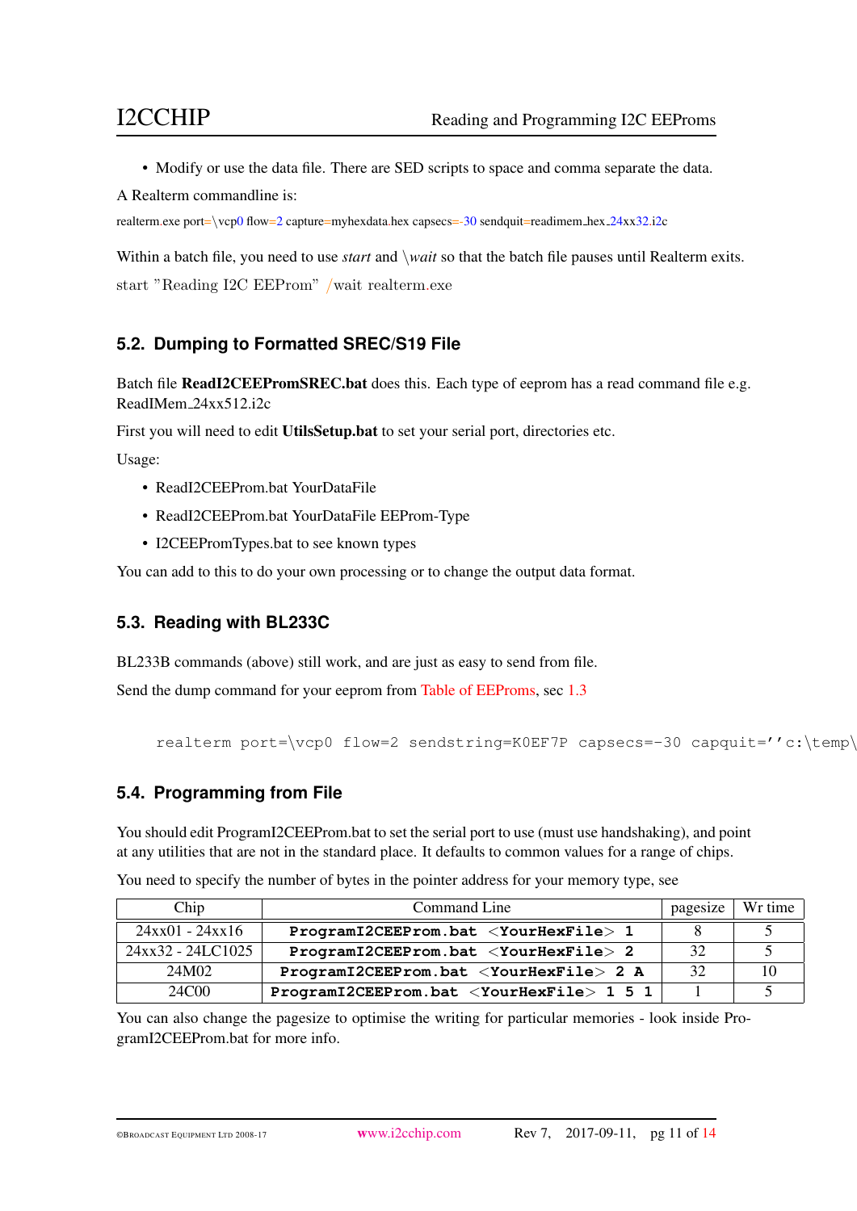- Modify or use the data file. There are SED scripts to space and comma separate the data.

A Realterm commandline is:

```
realterm.exe port=\vcp0 flow=2 capture=myhexdata.hex capsecs=-30 sendquit=readimem_hex_24xx32.i2c
```

Within a batch file, you need to use *start* and *\wait* so that the batch file pauses until Realterm exits.

```
start "Reading I2C EEProm" /wait realterm.exe
```

## 5.2. Dumping to Formatted SREC/S19 File

Batch file **ReadI2CEEPromSREC.bat** does this. Each type of eeprom has a read command file e.g. ReadIMem_24xx512.i2c

First you will need to edit **UtilsSetup.bat** to set your serial port, directories etc.

Usage:

- ReadI2CEEProm.bat YourDataFile
- ReadI2CEEProm.bat YourDataFile EEProm-Type
- I2CEEPromTypes.bat to see known types

You can add to this to do your own processing or to change the output data format.

## 5.3. Reading with BL233C

BL233B commands (above) still work, and are just as easy to send from file.

Send the dump command for your eeprom from Table of EEProms, sec 1.3

```
realterm port=\vcp0 flow=2 sendstring=K0EF7P capsecs=-30 capquit=''c:\temp\
```

## 5.4. Programming from File

You should edit ProgramI2CEEProm.bat to set the serial port to use (must use handshaking), and point at any utilities that are not in the standard place. It defaults to common values for a range of chips.

You need to specify the number of bytes in the pointer address for your memory type, see

| Chip | Command Line | pagesize | Wr time |
|---|---|---|---|
| 24xx01 - 24xx16 | `ProgramI2CEEProm.bat <YourHexFile> 1` | 8 | 5 |
| 24xx32 - 24LC1025 | `ProgramI2CEEProm.bat <YourHexFile> 2` | 32 | 5 |
| 24M02 | `ProgramI2CEEProm.bat <YourHexFile> 2 A` | 32 | 10 |
| 24C00 | `ProgramI2CEEProm.bat <YourHexFile> 1 5 1` | 1 | 5 |

You can also change the pagesize to optimise the writing for particular memories - look inside ProgramI2CEEProm.bat for more info.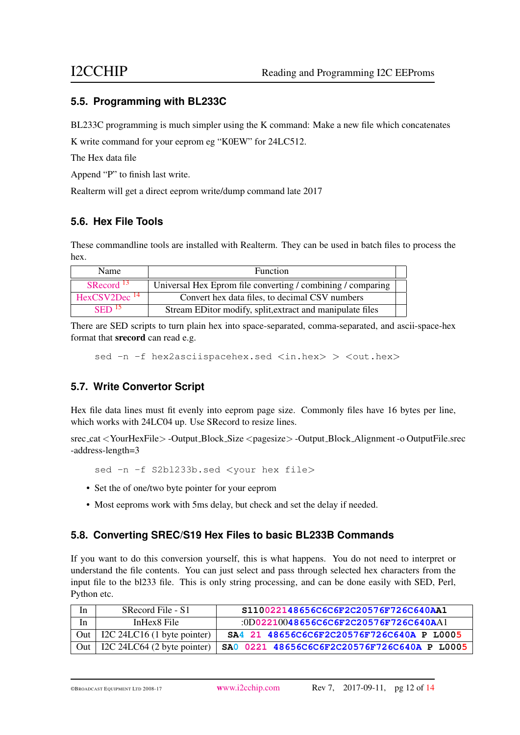## 5.5. Programming with BL233C

BL233C programming is much simpler using the K command: Make a new file which concatenates

K write command for your eeprom eg "K0EW" for 24LC512.

The Hex data file

Append "P" to finish last write.

Realterm will get a direct eeprom write/dump command late 2017

## 5.6. Hex File Tools

These commandline tools are installed with Realterm. They can be used in batch files to process the hex.

| Name | Function | |
|---|---|---|
| SRecord [13] | Universal Hex Eprom file converting / combining / comparing | |
| HexCSV2Dec [14] | Convert hex data files, to decimal CSV numbers | |
| SED [15] | Stream EDitor modify, split,extract and manipulate files | |

There are SED scripts to turn plain hex into space-separated, comma-separated, and ascii-space-hex format that **srecord** can read e.g.

```
sed -n -f hex2asciispacehex.sed <in.hex> > <out.hex>
```

## 5.7. Write Convertor Script

Hex file data lines must fit evenly into eeprom page size. Commonly files have 16 bytes per line, which works with 24LC04 up. Use SRecord to resize lines.

srec_cat <YourHexFile> -Output_Block_Size <pagesize> -Output_Block_Alignment -o OutputFile.srec -address-length=3

```
sed -n -f S2bl233b.sed <your hex file>
```

- Set the of one/two byte pointer for your eeprom
- Most eeproms work with 5ms delay, but check and set the delay if needed.

## 5.8. Converting SREC/S19 Hex Files to basic BL233B Commands

If you want to do this conversion yourself, this is what happens. You do not need to interpret or understand the file contents. You can just select and pass through selected hex characters from the input file to the bl233 file. This is only string processing, and can be done easily with SED, Perl, Python etc.

| In | SRecord File - S1 | **S1100221 48656C6C6F2C20576F726C640A A1** |
|---|---|---|
| In | InHex8 File | :0D022100 48656C6C6F2C20576F726C640A A1 |
| Out | I2C 24LC16 (1 byte pointer) | **SA4 21 48656C6C6F2C20576F726C640A P L0005** |
| Out | I2C 24LC64 (2 byte pointer) | **SA0 0221 48656C6C6F2C20576F726C640A P L0005** |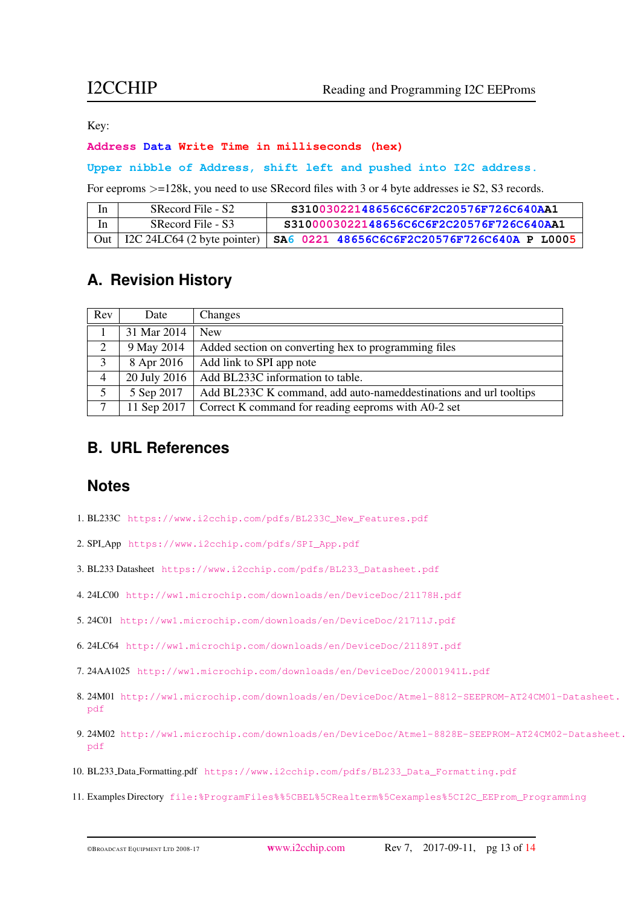Key:

**Address Data Write Time in milliseconds (hex)**

**Upper nibble of Address, shift left and pushed into I2C address.**

For eeproms >=128k, you need to use SRecord files with 3 or 4 byte addresses ie S2, S3 records.

| In | SRecord File - S2 | `S3100302214865 6C6C6F2C20576F726C640AA1` |
|---|---|---|
| In | SRecord File - S3 | `S31000030221 48656C6C6F2C20576F726C640AA1` |
| Out | I2C 24LC64 (2 byte pointer) | `SA6 0221 48656C6C6F2C20576F726C640A P L0005` |

## A. Revision History

| Rev | Date | Changes |
|---|---|---|
| 1 | 31 Mar 2014 | New |
| 2 | 9 May 2014 | Added section on converting hex to programming files |
| 3 | 8 Apr 2016 | Add link to SPI app note |
| 4 | 20 July 2016 | Add BL233C information to table. |
| 5 | 5 Sep 2017 | Add BL233C K command, add auto-nameddestinations and url tooltips |
| 7 | 11 Sep 2017 | Correct K command for reading eeproms with A0-2 set |

## B. URL References

## Notes

1. BL233C `https://www.i2cchip.com/pdfs/BL233C_New_Features.pdf`
2. SPI_App `https://www.i2cchip.com/pdfs/SPI_App.pdf`
3. BL233 Datasheet `https://www.i2cchip.com/pdfs/BL233_Datasheet.pdf`
4. 24LC00 `http://ww1.microchip.com/downloads/en/DeviceDoc/21178H.pdf`
5. 24C01 `http://ww1.microchip.com/downloads/en/DeviceDoc/21711J.pdf`
6. 24LC64 `http://ww1.microchip.com/downloads/en/DeviceDoc/21189T.pdf`
7. 24AA1025 `http://ww1.microchip.com/downloads/en/DeviceDoc/20001941L.pdf`
8. 24M01 `http://ww1.microchip.com/downloads/en/DeviceDoc/Atmel-8812-SEEPROM-AT24CM01-Datasheet.pdf`
9. 24M02 `http://ww1.microchip.com/downloads/en/DeviceDoc/Atmel-8828E-SEEPROM-AT24CM02-Datasheet.pdf`
10. BL233_Data_Formatting.pdf `https://www.i2cchip.com/pdfs/BL233_Data_Formatting.pdf`
11. Examples Directory `file:%ProgramFiles%%5CBEL%5CRealterm%5Cexamples%5CI2C_EEProm_Programming`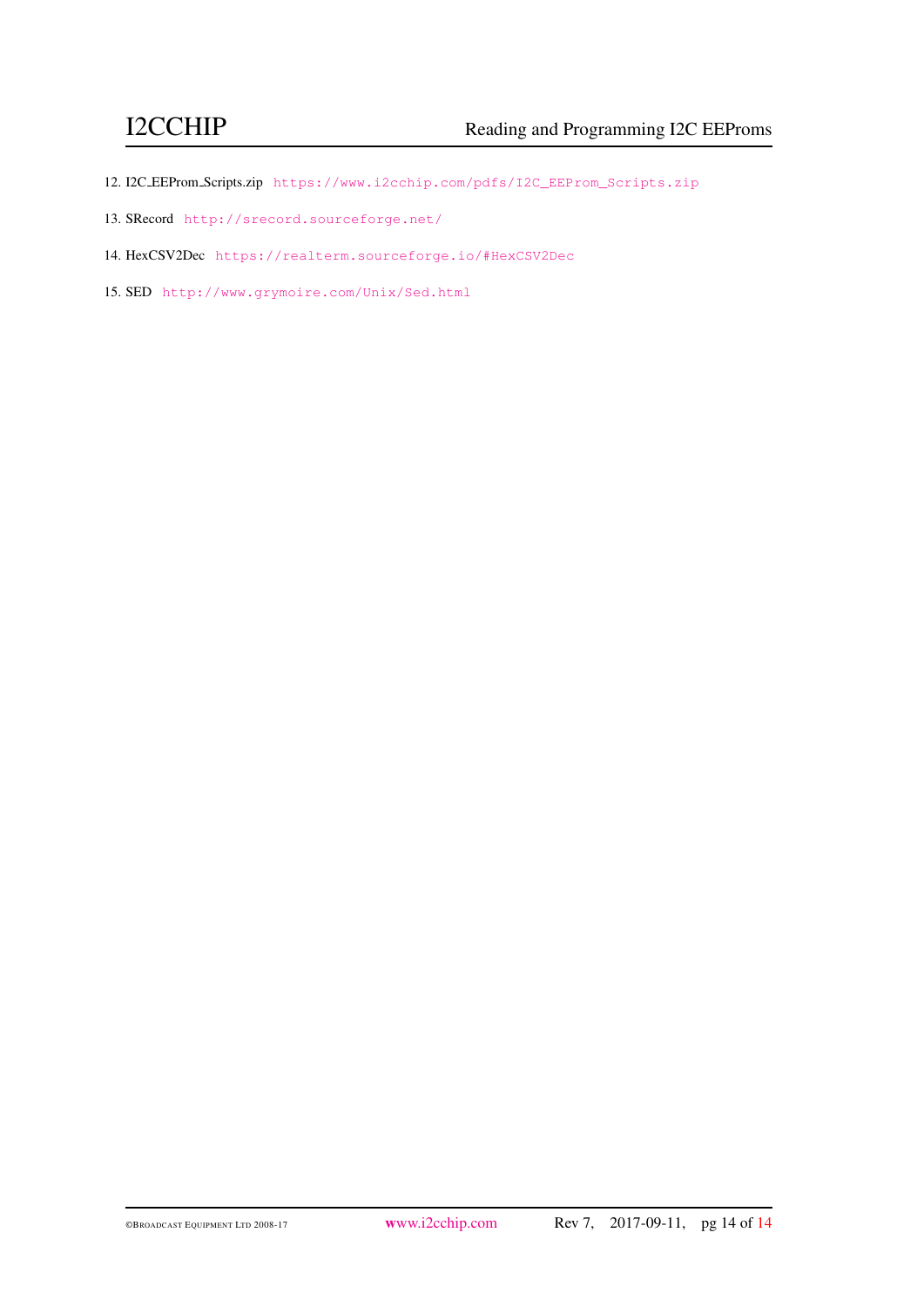12. I2C_EEProm_Scripts.zip https://www.i2cchip.com/pdfs/I2C_EEProm_Scripts.zip
13. SRecord http://srecord.sourceforge.net/
14. HexCSV2Dec https://realterm.sourceforge.io/#HexCSV2Dec
15. SED http://www.grymoire.com/Unix/Sed.html